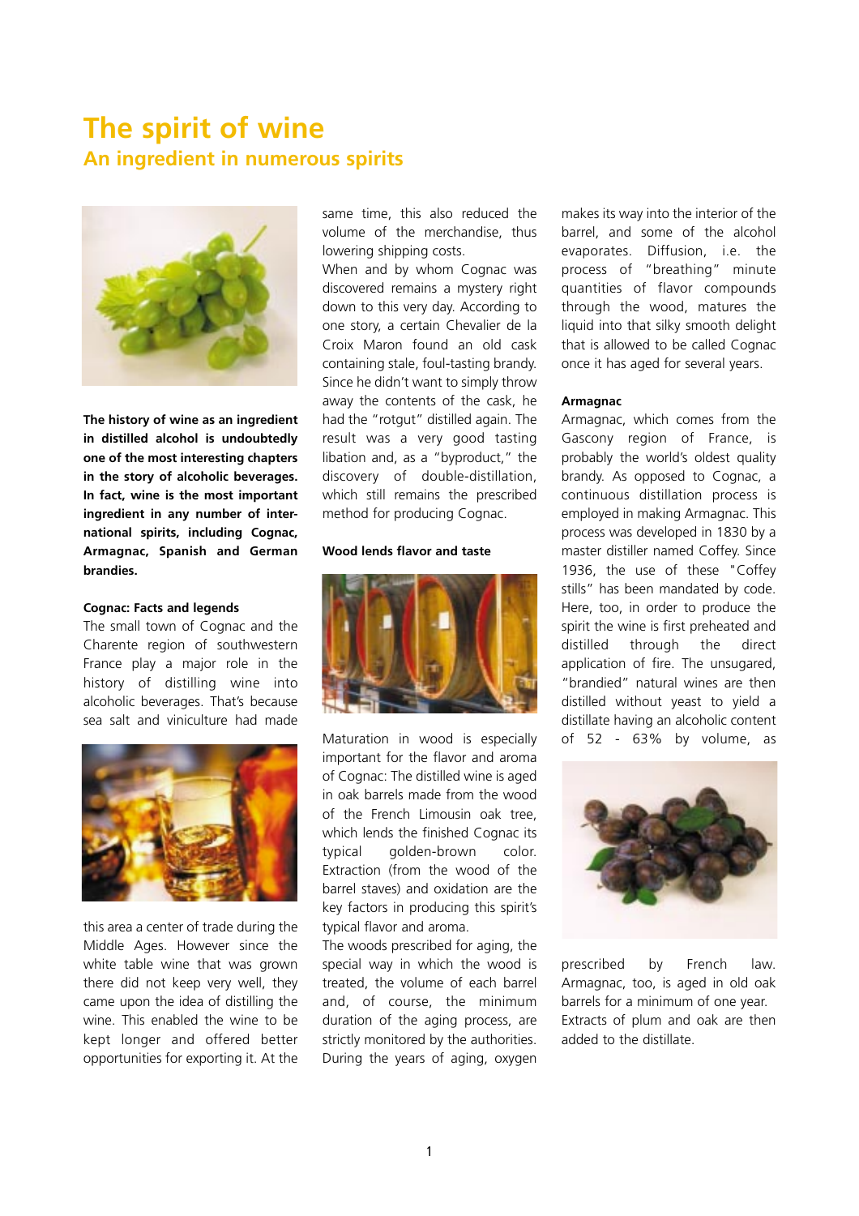# The spirit of wine

## An ingredient in numerous spirits

**The history of wine as an ingredient in distilled alcohol is undoubtedly one of the most interesting chapters in the story of alcoholic beverages. In fact, wine is the most important ingredient in any number of international spirits, including Cognac, Armagnac, Spanish and German brandies.**

### Cognac: Facts and legends

The small town of Cognac and the Charente region of southwestern France play a major role in the history of distilling wine into alcoholic beverages. That's because sea salt and viniculture had made this area a center of trade during the Middle Ages. However since the white table wine that was grown there did not keep very well, they came upon the idea of distilling the wine. This enabled the wine to be kept longer and offered better opportunities for exporting it. At the same time, this also reduced the volume of the merchandise, thus lowering shipping costs.

When and by whom Cognac was discovered remains a mystery right down to this very day. According to one story, a certain Chevalier de la Croix Maron found an old cask containing stale, foul-tasting brandy. Since he didn't want to simply throw away the contents of the cask, he had the "rotgut" distilled again. The result was a very good tasting libation and, as a "byproduct," the discovery of double-distillation, which still remains the prescribed method for producing Cognac.

### Wood lends flavor and taste

Maturation in wood is especially important for the flavor and aroma of Cognac: The distilled wine is aged in oak barrels made from the wood of the French Limousin oak tree, which lends the finished Cognac its typical golden-brown color. Extraction (from the wood of the barrel staves) and oxidation are the key factors in producing this spirit's typical flavor and aroma.

The woods prescribed for aging, the special way in which the wood is treated, the volume of each barrel and, of course, the minimum duration of the aging process, are strictly monitored by the authorities. During the years of aging, oxygen makes its way into the interior of the barrel, and some of the alcohol evaporates. Diffusion, i.e. the process of "breathing" minute quantities of flavor compounds through the wood, matures the liquid into that silky smooth delight that is allowed to be called Cognac once it has aged for several years.

### Armagnac

Armagnac, which comes from the Gascony region of France, is probably the world's oldest quality brandy. As opposed to Cognac, a continuous distillation process is employed in making Armagnac. This process was developed in 1830 by a master distiller named Coffey. Since 1936, the use of these "Coffey stills" has been mandated by code. Here, too, in order to produce the spirit the wine is first preheated and distilled through the direct application of fire. The unsugared, "brandied" natural wines are then distilled without yeast to yield a distillate having an alcoholic content of 52 - 63% by volume, as prescribed by French law. Armagnac, too, is aged in old oak barrels for a minimum of one year. Extracts of plum and oak are then added to the distillate.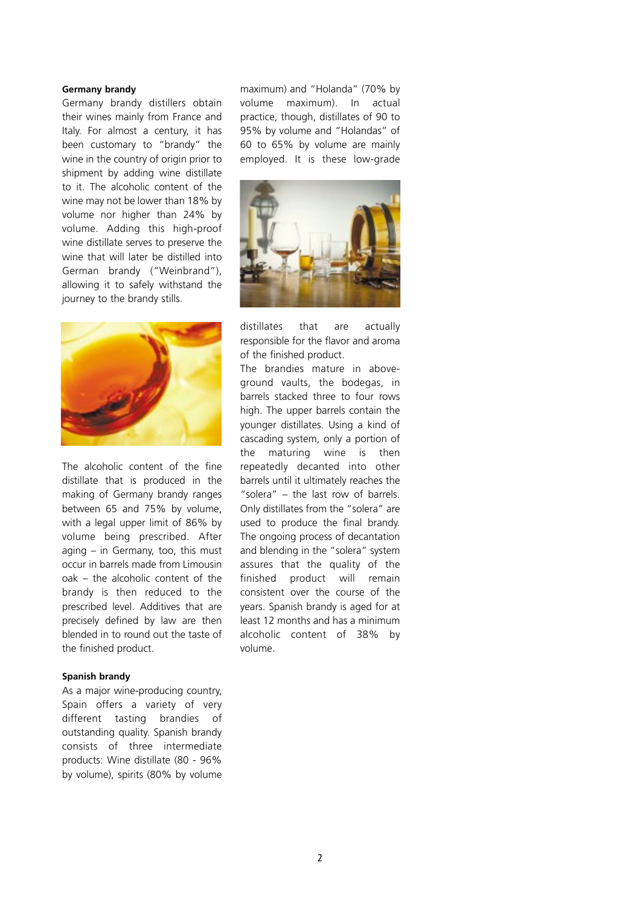### Germany brandy

Germany brandy distillers obtain their wines mainly from France and Italy. For almost a century, it has been customary to "brandy" the wine in the country of origin prior to shipment by adding wine distillate to it. The alcoholic content of the wine may not be lower than 18% by volume nor higher than 24% by volume. Adding this high-proof wine distillate serves to preserve the wine that will later be distilled into German brandy ("Weinbrand"), allowing it to safely withstand the journey to the brandy stills.

The alcoholic content of the fine distillate that is produced in the making of Germany brandy ranges between 65 and 75% by volume, with a legal upper limit of 86% by volume being prescribed. After aging – in Germany, too, this must occur in barrels made from Limousin oak – the alcoholic content of the brandy is then reduced to the prescribed level. Additives that are precisely defined by law are then blended in to round out the taste of the finished product.

### Spanish brandy

As a major wine-producing country, Spain offers a variety of very different tasting brandies of outstanding quality. Spanish brandy consists of three intermediate products: Wine distillate (80 - 96% by volume), spirits (80% by volume maximum) and "Holanda" (70% by volume maximum). In actual practice, though, distillates of 90 to 95% by volume and "Holandas" of 60 to 65% by volume are mainly employed. It is these low-grade distillates that are actually responsible for the flavor and aroma of the finished product.

The brandies mature in above-ground vaults, the bodegas, in barrels stacked three to four rows high. The upper barrels contain the younger distillates. Using a kind of cascading system, only a portion of the maturing wine is then repeatedly decanted into other barrels until it ultimately reaches the "solera" – the last row of barrels. Only distillates from the "solera" are used to produce the final brandy. The ongoing process of decantation and blending in the "solera" system assures that the quality of the finished product will remain consistent over the course of the years. Spanish brandy is aged for at least 12 months and has a minimum alcoholic content of 38% by volume.